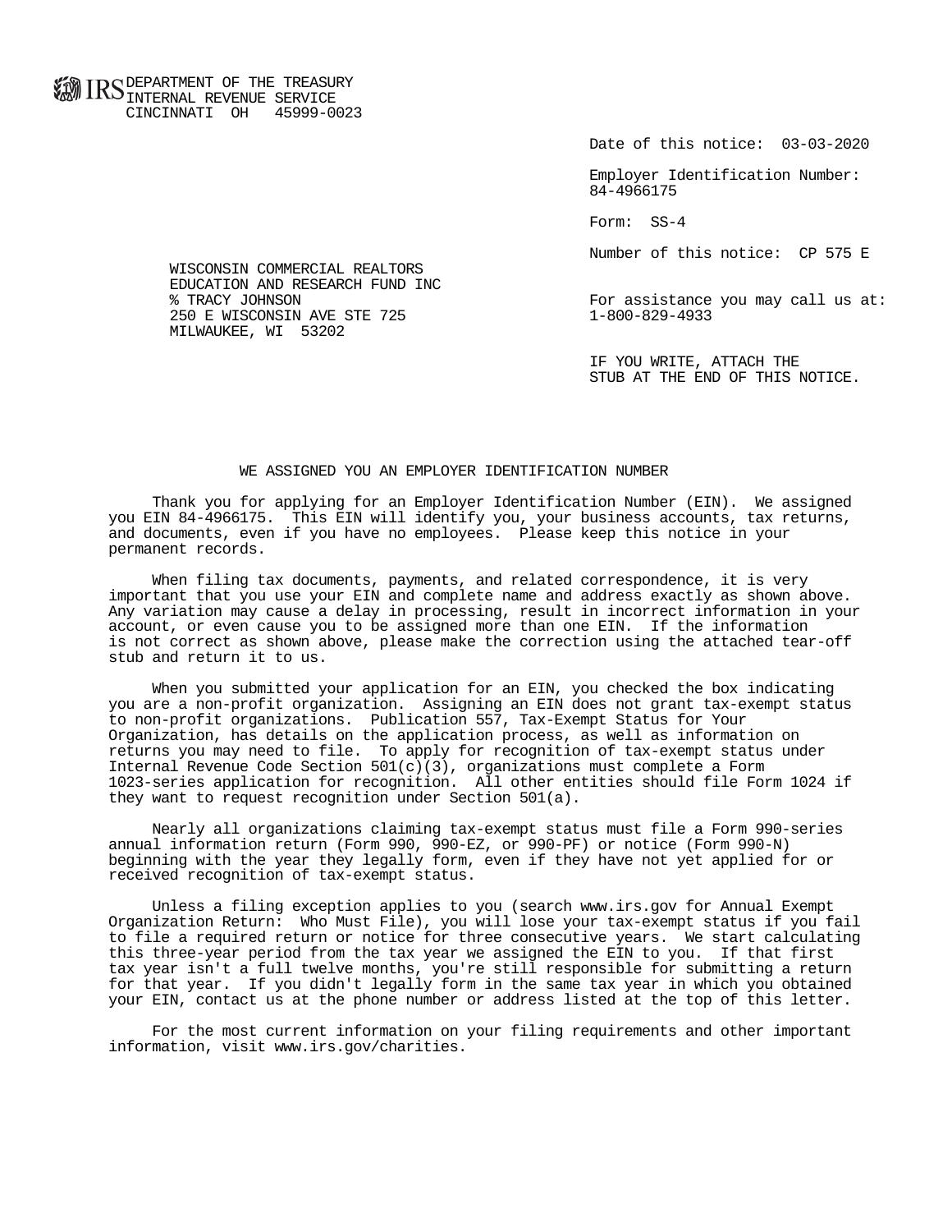IRS DEPARTMENT OF THE TREASURY
INTERNAL REVENUE SERVICE
CINCINNATI OH 45999-0023

Date of this notice: 03-03-2020

Employer Identification Number:
84-4966175

Form: SS-4

Number of this notice: CP 575 E

WISCONSIN COMMERCIAL REALTORS
EDUCATION AND RESEARCH FUND INC
% TRACY JOHNSON
250 E WISCONSIN AVE STE 725
MILWAUKEE, WI 53202

For assistance you may call us at:
1-800-829-4933

IF YOU WRITE, ATTACH THE
STUB AT THE END OF THIS NOTICE.

## WE ASSIGNED YOU AN EMPLOYER IDENTIFICATION NUMBER

Thank you for applying for an Employer Identification Number (EIN). We assigned you EIN 84-4966175. This EIN will identify you, your business accounts, tax returns, and documents, even if you have no employees. Please keep this notice in your permanent records.

When filing tax documents, payments, and related correspondence, it is very important that you use your EIN and complete name and address exactly as shown above. Any variation may cause a delay in processing, result in incorrect information in your account, or even cause you to be assigned more than one EIN. If the information is not correct as shown above, please make the correction using the attached tear-off stub and return it to us.

When you submitted your application for an EIN, you checked the box indicating you are a non-profit organization. Assigning an EIN does not grant tax-exempt status to non-profit organizations. Publication 557, Tax-Exempt Status for Your Organization, has details on the application process, as well as information on returns you may need to file. To apply for recognition of tax-exempt status under Internal Revenue Code Section 501(c)(3), organizations must complete a Form 1023-series application for recognition. All other entities should file Form 1024 if they want to request recognition under Section 501(a).

Nearly all organizations claiming tax-exempt status must file a Form 990-series annual information return (Form 990, 990-EZ, or 990-PF) or notice (Form 990-N) beginning with the year they legally form, even if they have not yet applied for or received recognition of tax-exempt status.

Unless a filing exception applies to you (search www.irs.gov for Annual Exempt Organization Return: Who Must File), you will lose your tax-exempt status if you fail to file a required return or notice for three consecutive years. We start calculating this three-year period from the tax year we assigned the EIN to you. If that first tax year isn't a full twelve months, you're still responsible for submitting a return for that year. If you didn't legally form in the same tax year in which you obtained your EIN, contact us at the phone number or address listed at the top of this letter.

For the most current information on your filing requirements and other important information, visit www.irs.gov/charities.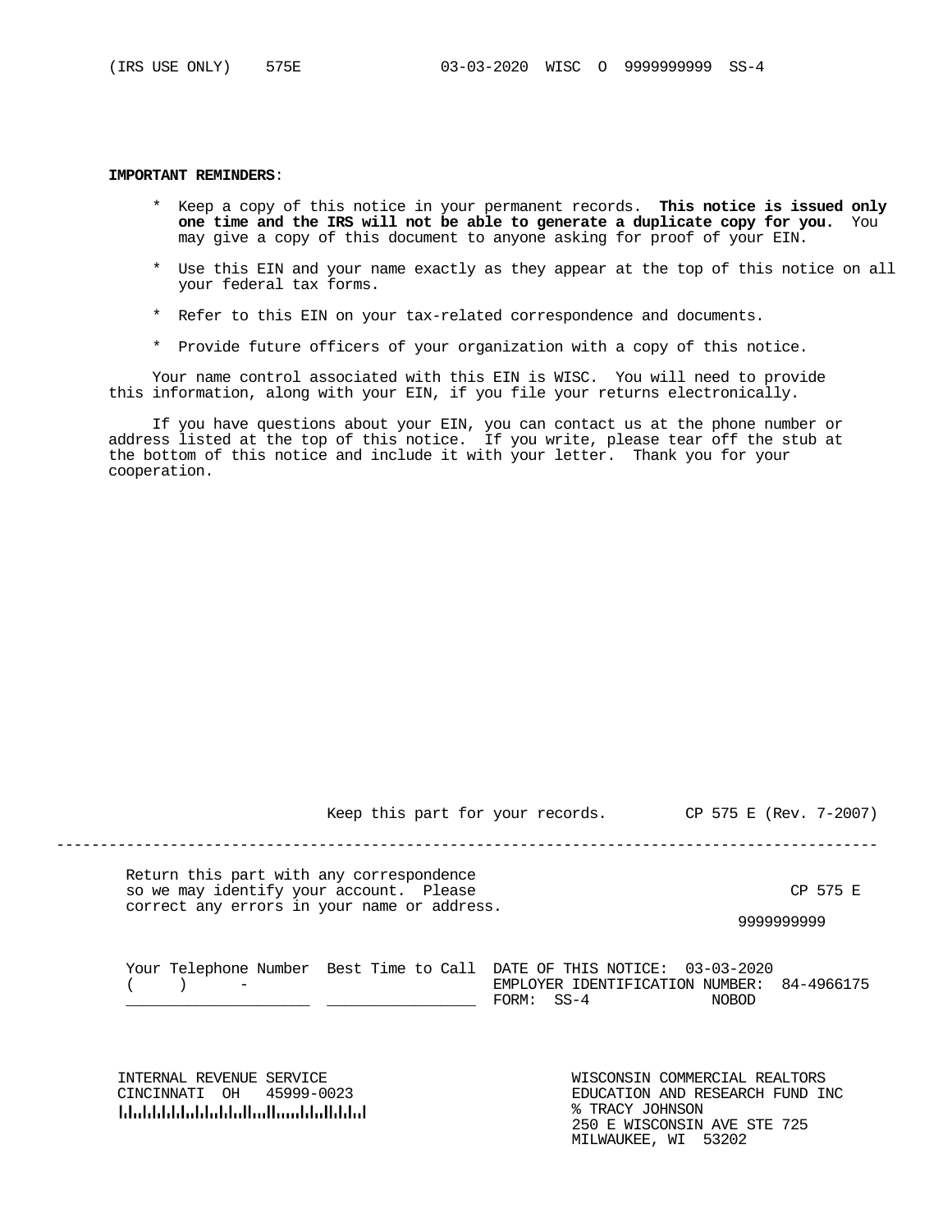(IRS USE ONLY) 575E 03-03-2020 WISC O 9999999999 SS-4

**IMPORTANT REMINDERS**:

- Keep a copy of this notice in your permanent records. **This notice is issued only one time and the IRS will not be able to generate a duplicate copy for you.** You may give a copy of this document to anyone asking for proof of your EIN.
- Use this EIN and your name exactly as they appear at the top of this notice on all your federal tax forms.
- Refer to this EIN on your tax-related correspondence and documents.
- Provide future officers of your organization with a copy of this notice.

Your name control associated with this EIN is WISC. You will need to provide this information, along with your EIN, if you file your returns electronically.

If you have questions about your EIN, you can contact us at the phone number or address listed at the top of this notice. If you write, please tear off the stub at the bottom of this notice and include it with your letter. Thank you for your cooperation.

Keep this part for your records. CP 575 E (Rev. 7-2007)

---

Return this part with any correspondence so we may identify your account. Please correct any errors in your name or address.

CP 575 E

9999999999

Your Telephone Number ( ) - ____________________ Best Time to Call ________________

DATE OF THIS NOTICE: 03-03-2020
EMPLOYER IDENTIFICATION NUMBER: 84-4966175
FORM: SS-4 NOBOD

INTERNAL REVENUE SERVICE
CINCINNATI OH 45999-0023

WISCONSIN COMMERCIAL REALTORS
EDUCATION AND RESEARCH FUND INC
% TRACY JOHNSON
250 E WISCONSIN AVE STE 725
MILWAUKEE, WI 53202